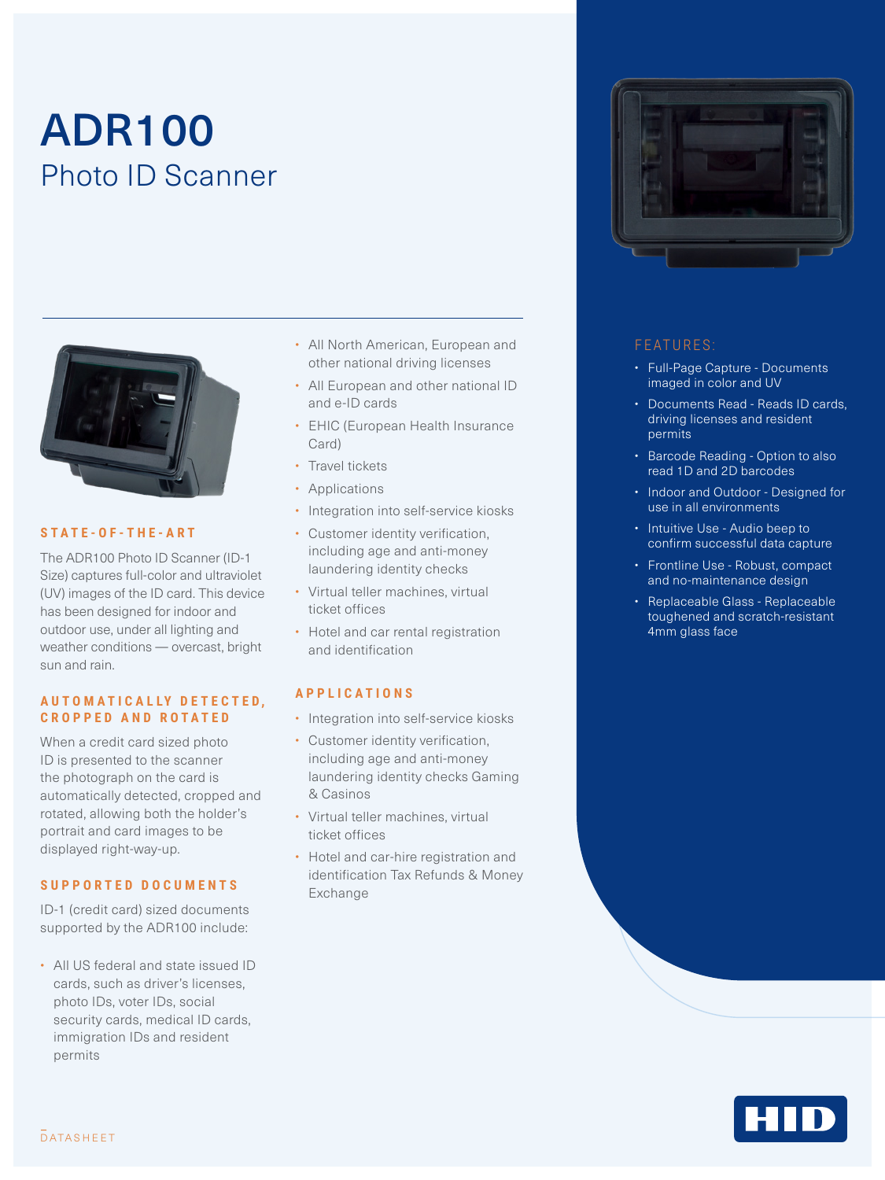# ADR100

## Photo ID Scanner

### STATE-OF-THE-ART

The ADR100 Photo ID Scanner (ID-1 Size) captures full-color and ultraviolet (UV) images of the ID card. This device has been designed for indoor and outdoor use, under all lighting and weather conditions — overcast, bright sun and rain.

### AUTOMATICALLY DETECTED, CROPPED AND ROTATED

When a credit card sized photo ID is presented to the scanner the photograph on the card is automatically detected, cropped and rotated, allowing both the holder's portrait and card images to be displayed right-way-up.

### SUPPORTED DOCUMENTS

ID-1 (credit card) sized documents supported by the ADR100 include:

- All US federal and state issued ID cards, such as driver's licenses, photo IDs, voter IDs, social security cards, medical ID cards, immigration IDs and resident permits
- All North American, European and other national driving licenses
- All European and other national ID and e-ID cards
- EHIC (European Health Insurance Card)
- Travel tickets
- Applications
- Integration into self-service kiosks
- Customer identity verification, including age and anti-money laundering identity checks
- Virtual teller machines, virtual ticket offices
- Hotel and car rental registration and identification

### APPLICATIONS

- Integration into self-service kiosks
- Customer identity verification, including age and anti-money laundering identity checks Gaming & Casinos
- Virtual teller machines, virtual ticket offices
- Hotel and car-hire registration and identification Tax Refunds & Money Exchange

### FEATURES:

- Full-Page Capture - Documents imaged in color and UV
- Documents Read - Reads ID cards, driving licenses and resident permits
- Barcode Reading - Option to also read 1D and 2D barcodes
- Indoor and Outdoor - Designed for use in all environments
- Intuitive Use - Audio beep to confirm successful data capture
- Frontline Use - Robust, compact and no-maintenance design
- Replaceable Glass - Replaceable toughened and scratch-resistant 4mm glass face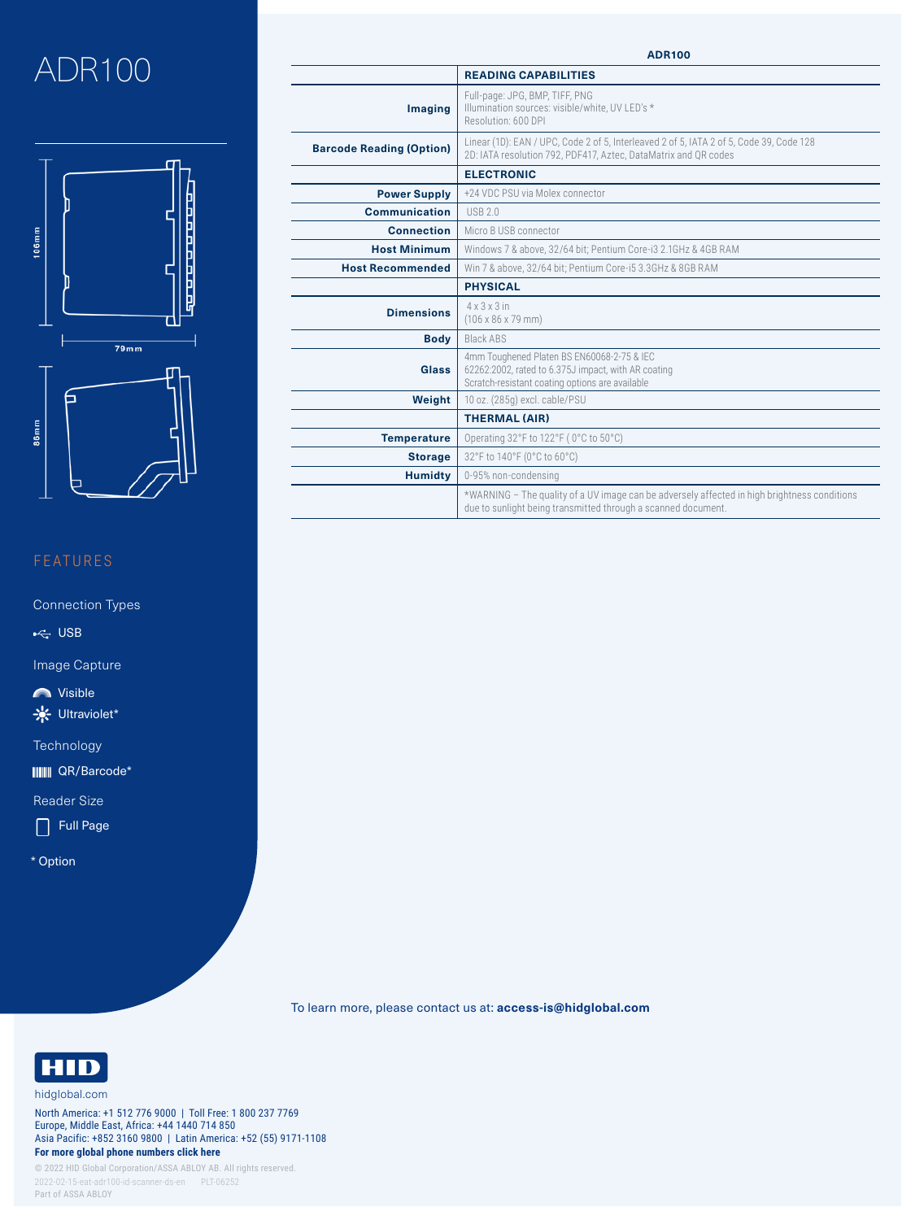# ADR100

106mm

79mm

86mm

## FEATURES

Connection Types

USB

Image Capture

Visible

Ultraviolet*

Technology

QR/Barcode*

Reader Size

Full Page

* Option

| | ADR100 |
|---|---|
| | **READING CAPABILITIES** |
| **Imaging** | Full-page: JPG, BMP, TIFF, PNG<br>Illumination sources: visible/white, UV LED's *<br>Resolution: 600 DPI |
| **Barcode Reading (Option)** | Linear (1D): EAN / UPC, Code 2 of 5, Interleaved 2 of 5, IATA 2 of 5, Code 39, Code 128<br>2D: IATA resolution 792, PDF417, Aztec, DataMatrix and QR codes |
| | **ELECTRONIC** |
| **Power Supply** | +24 VDC PSU via Molex connector |
| **Communication** | USB 2.0 |
| **Connection** | Micro B USB connector |
| **Host Minimum** | Windows 7 & above, 32/64 bit; Pentium Core-i3 2.1GHz & 4GB RAM |
| **Host Recommended** | Win 7 & above, 32/64 bit; Pentium Core-i5 3.3GHz & 8GB RAM |
| | **PHYSICAL** |
| **Dimensions** | 4 x 3 x 3 in<br>(106 x 86 x 79 mm) |
| **Body** | Black ABS |
| **Glass** | 4mm Toughened Platen BS EN60068-2-75 & IEC 62262:2002, rated to 6.375J impact, with AR coating<br>Scratch-resistant coating options are available |
| **Weight** | 10 oz. (285g) excl. cable/PSU |
| | **THERMAL (AIR)** |
| **Temperature** | Operating 32°F to 122°F ( 0°C to 50°C) |
| **Storage** | 32°F to 140°F (0°C to 60°C) |
| **Humidty** | 0-95% non-condensing |
| | *WARNING – The quality of a UV image can be adversely affected in high brightness conditions due to sunlight being transmitted through a scanned document. |

To learn more, please contact us at: **access-is@hidglobal.com**

HID

hidglobal.com

North America: +1 512 776 9000 | Toll Free: 1 800 237 7769
Europe, Middle East, Africa: +44 1440 714 850
Asia Pacific: +852 3160 9800 | Latin America: +52 (55) 9171-1108
**For more global phone numbers click here**

© 2022 HID Global Corporation/ASSA ABLOY AB. All rights reserved.
2022-02-15-eat-adr100-id-scanner-ds-en PLT-06252
Part of ASSA ABLOY